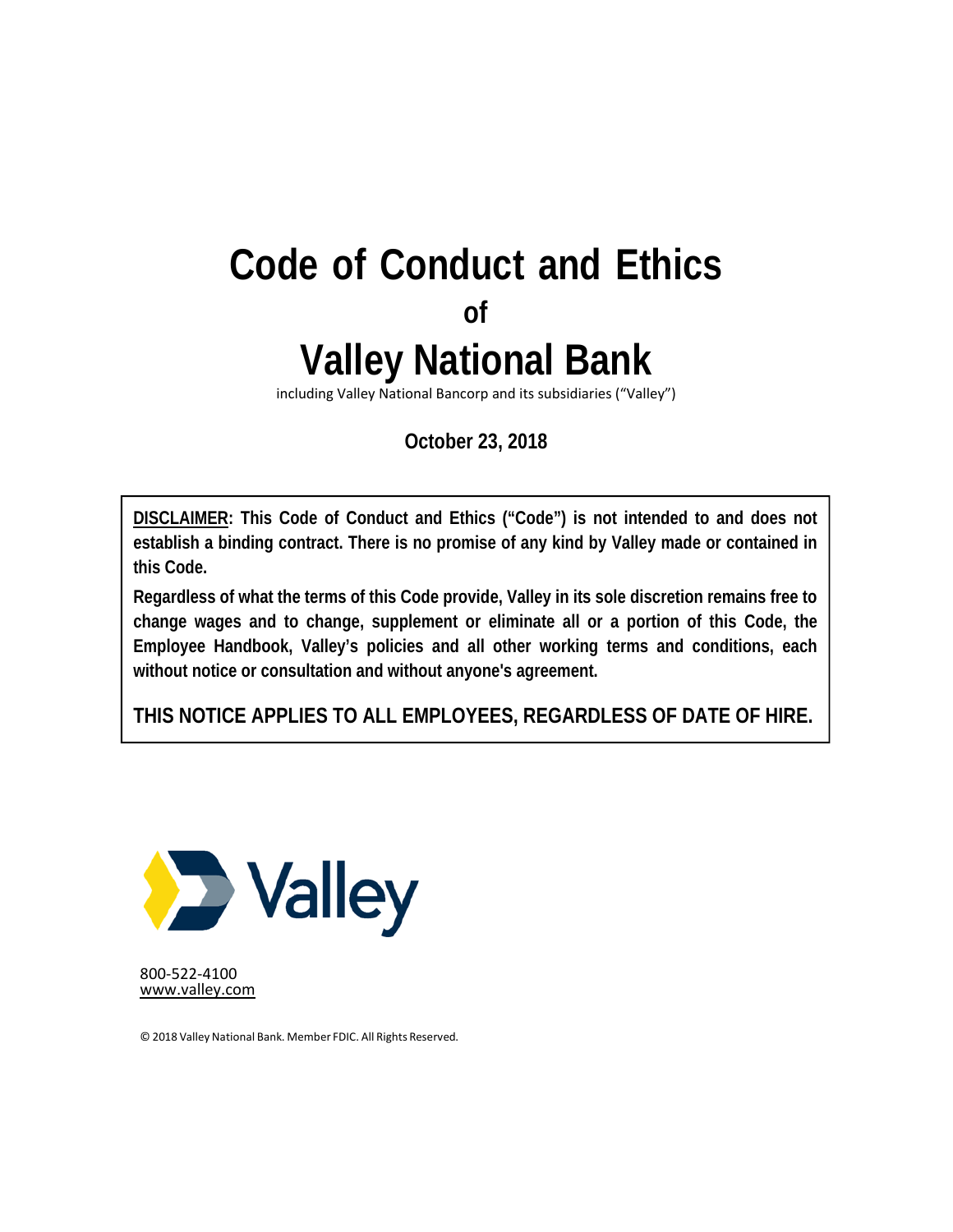# Code of Conduct and Ethics

**of**

# Valley National Bank

including Valley National Bancorp and its subsidiaries ("Valley")

**October 23, 2018**

**DISCLAIMER: This Code of Conduct and Ethics ("Code") is not intended to and does not establish a binding contract. There is no promise of any kind by Valley made or contained in this Code.**

**Regardless of what the terms of this Code provide, Valley in its sole discretion remains free to change wages and to change, supplement or eliminate all or a portion of this Code, the Employee Handbook, Valley's policies and all other working terms and conditions, each without notice or consultation and without anyone's agreement.**

**THIS NOTICE APPLIES TO ALL EMPLOYEES, REGARDLESS OF DATE OF HIRE.**

Valley

800-522-4100
www.valley.com

© 2018 Valley National Bank. Member FDIC. All Rights Reserved.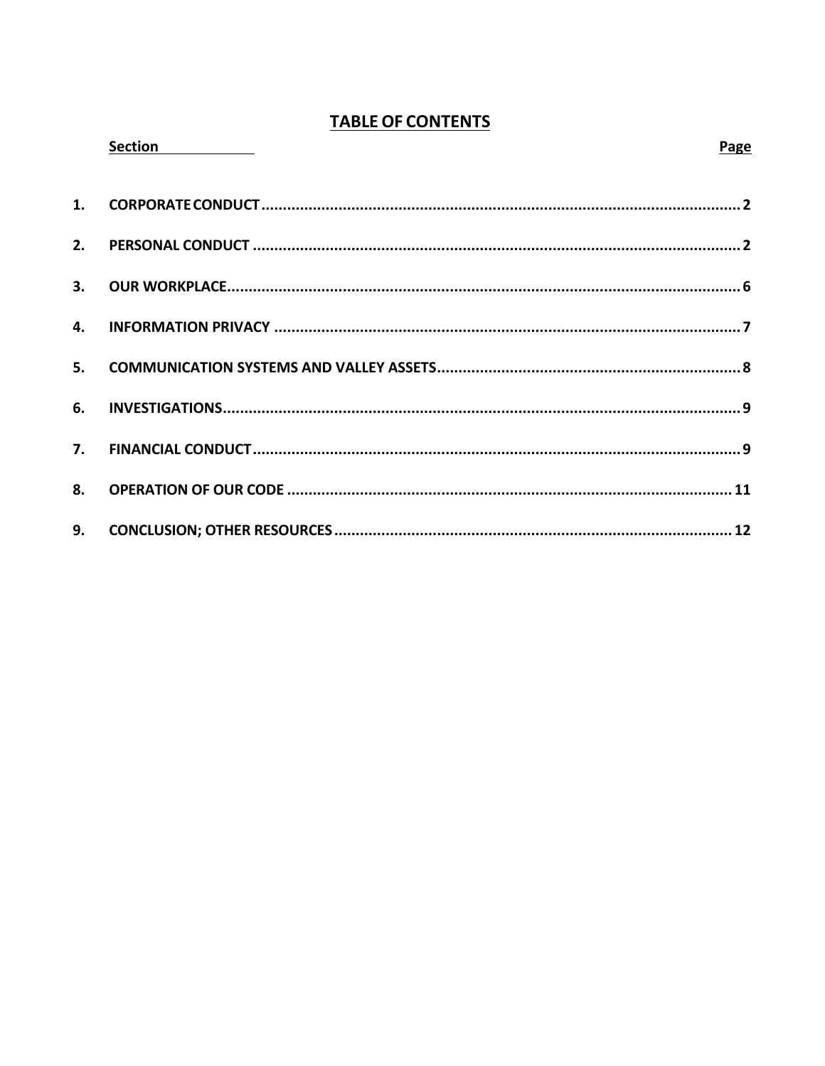# TABLE OF CONTENTS

| | Section | Page |
| --- | --- | --- |
| 1. | CORPORATE CONDUCT | 2 |
| 2. | PERSONAL CONDUCT | 2 |
| 3. | OUR WORKPLACE | 6 |
| 4. | INFORMATION PRIVACY | 7 |
| 5. | COMMUNICATION SYSTEMS AND VALLEY ASSETS | 8 |
| 6. | INVESTIGATIONS | 9 |
| 7. | FINANCIAL CONDUCT | 9 |
| 8. | OPERATION OF OUR CODE | 11 |
| 9. | CONCLUSION; OTHER RESOURCES | 12 |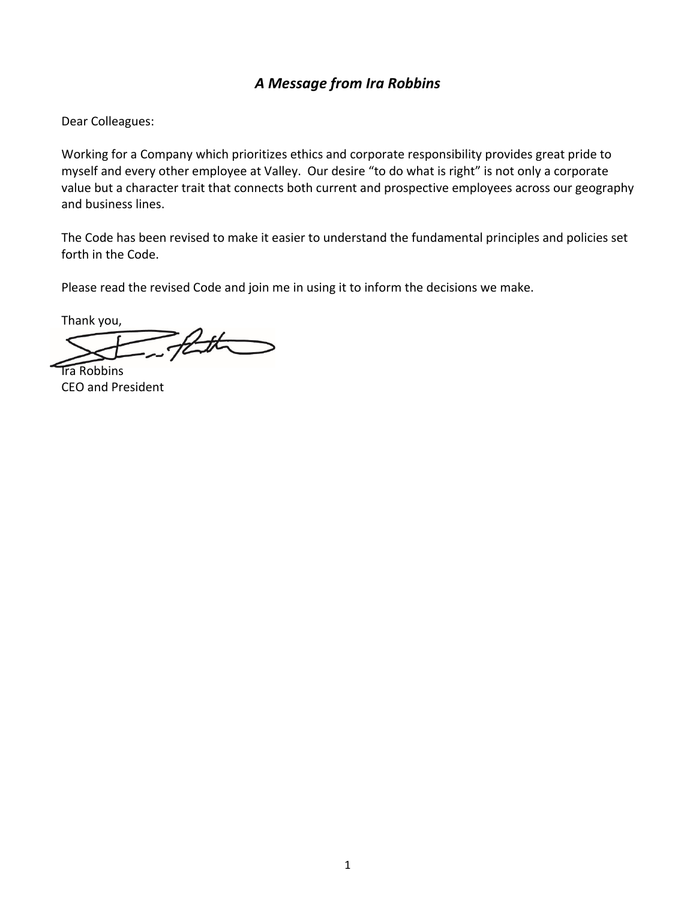## *A Message from Ira Robbins*

Dear Colleagues:

Working for a Company which prioritizes ethics and corporate responsibility provides great pride to myself and every other employee at Valley. Our desire "to do what is right" is not only a corporate value but a character trait that connects both current and prospective employees across our geography and business lines.

The Code has been revised to make it easier to understand the fundamental principles and policies set forth in the Code.

Please read the revised Code and join me in using it to inform the decisions we make.

Thank you,

Ira Robbins
CEO and President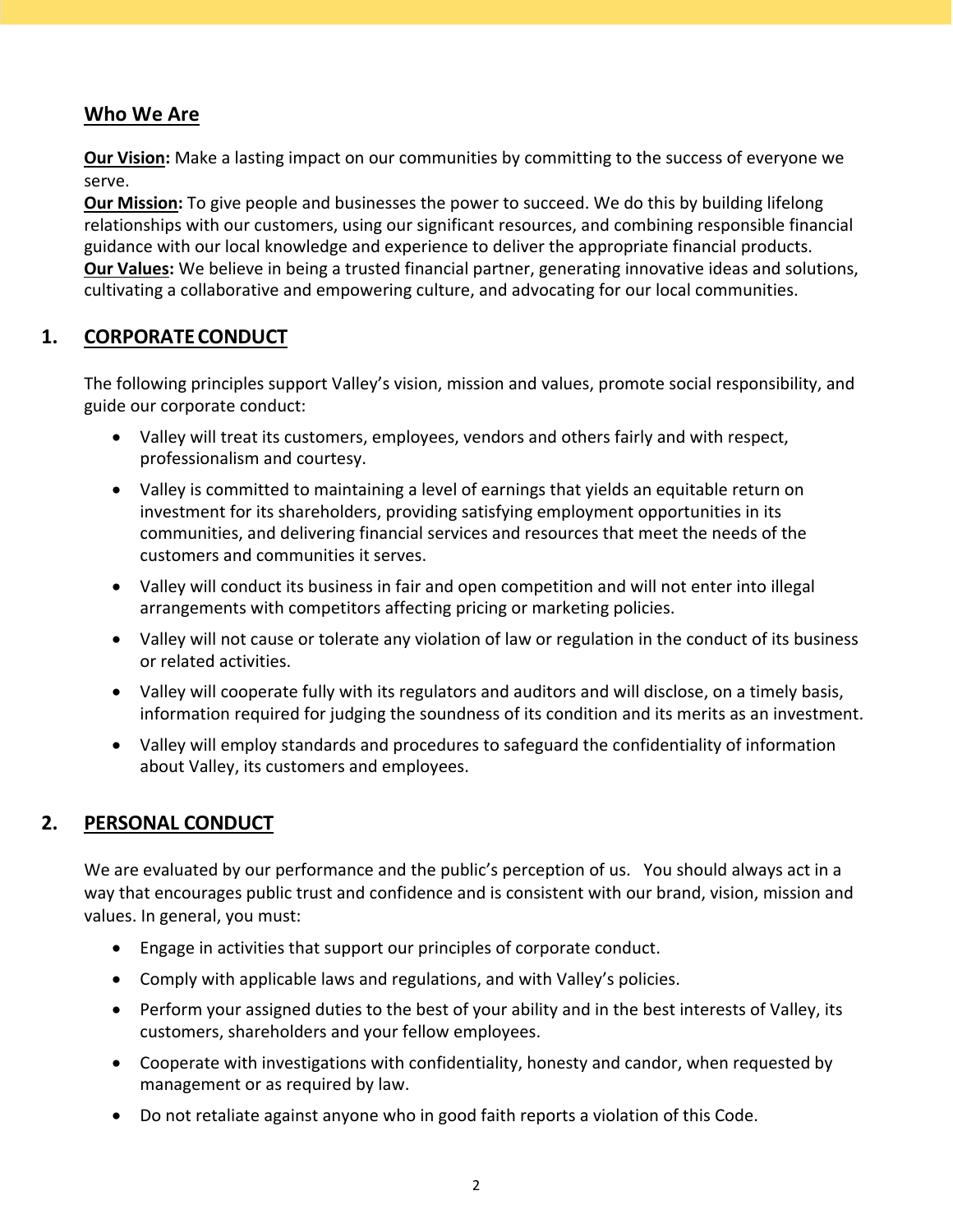## Who We Are

**Our Vision:** Make a lasting impact on our communities by committing to the success of everyone we serve.
**Our Mission:** To give people and businesses the power to succeed. We do this by building lifelong relationships with our customers, using our significant resources, and combining responsible financial guidance with our local knowledge and experience to deliver the appropriate financial products.
**Our Values:** We believe in being a trusted financial partner, generating innovative ideas and solutions, cultivating a collaborative and empowering culture, and advocating for our local communities.

## 1. CORPORATE CONDUCT

The following principles support Valley's vision, mission and values, promote social responsibility, and guide our corporate conduct:

- Valley will treat its customers, employees, vendors and others fairly and with respect, professionalism and courtesy.
- Valley is committed to maintaining a level of earnings that yields an equitable return on investment for its shareholders, providing satisfying employment opportunities in its communities, and delivering financial services and resources that meet the needs of the customers and communities it serves.
- Valley will conduct its business in fair and open competition and will not enter into illegal arrangements with competitors affecting pricing or marketing policies.
- Valley will not cause or tolerate any violation of law or regulation in the conduct of its business or related activities.
- Valley will cooperate fully with its regulators and auditors and will disclose, on a timely basis, information required for judging the soundness of its condition and its merits as an investment.
- Valley will employ standards and procedures to safeguard the confidentiality of information about Valley, its customers and employees.

## 2. PERSONAL CONDUCT

We are evaluated by our performance and the public's perception of us. You should always act in a way that encourages public trust and confidence and is consistent with our brand, vision, mission and values. In general, you must:

- Engage in activities that support our principles of corporate conduct.
- Comply with applicable laws and regulations, and with Valley's policies.
- Perform your assigned duties to the best of your ability and in the best interests of Valley, its customers, shareholders and your fellow employees.
- Cooperate with investigations with confidentiality, honesty and candor, when requested by management or as required by law.
- Do not retaliate against anyone who in good faith reports a violation of this Code.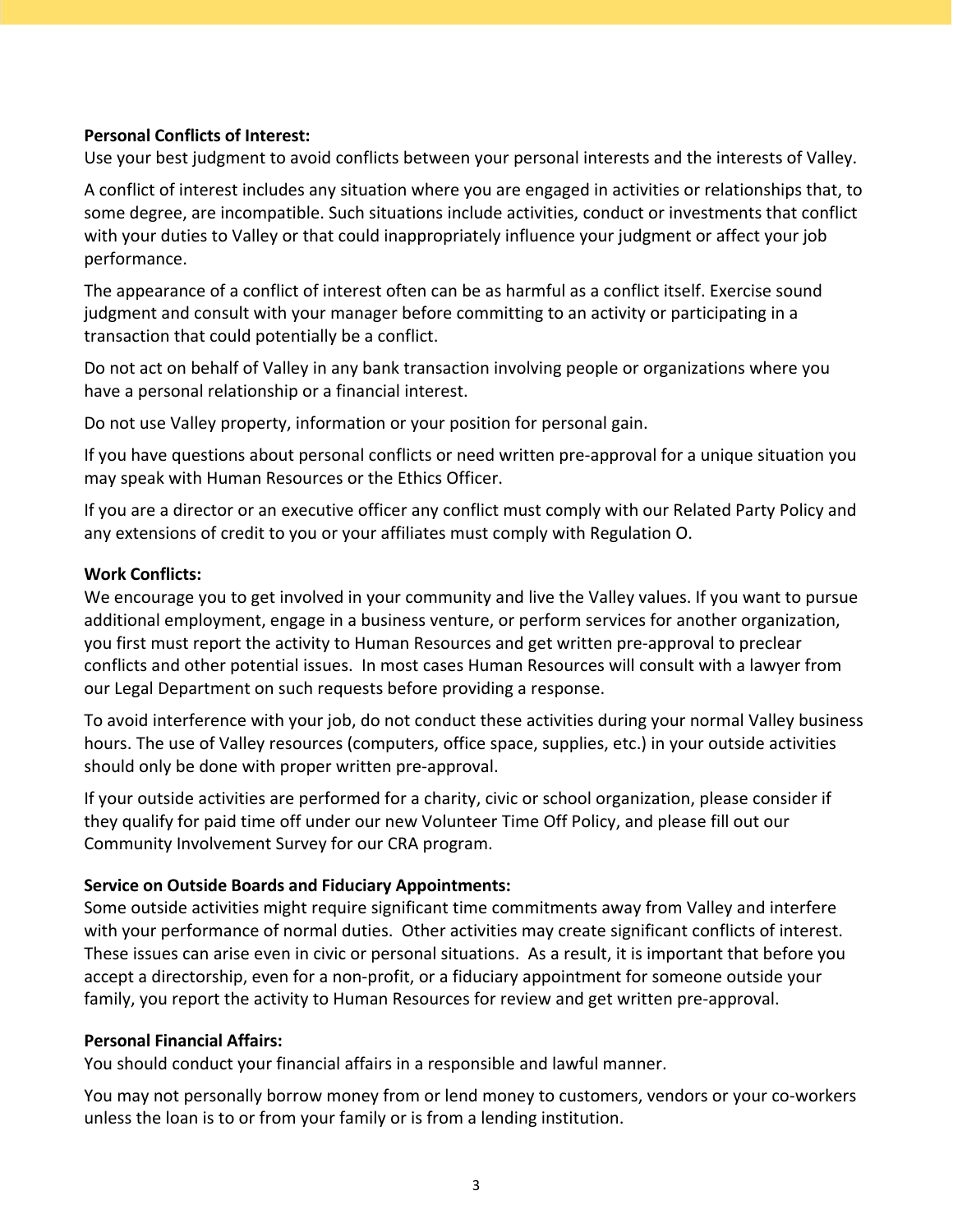**Personal Conflicts of Interest:**
Use your best judgment to avoid conflicts between your personal interests and the interests of Valley.

A conflict of interest includes any situation where you are engaged in activities or relationships that, to some degree, are incompatible. Such situations include activities, conduct or investments that conflict with your duties to Valley or that could inappropriately influence your judgment or affect your job performance.

The appearance of a conflict of interest often can be as harmful as a conflict itself. Exercise sound judgment and consult with your manager before committing to an activity or participating in a transaction that could potentially be a conflict.

Do not act on behalf of Valley in any bank transaction involving people or organizations where you have a personal relationship or a financial interest.

Do not use Valley property, information or your position for personal gain.

If you have questions about personal conflicts or need written pre-approval for a unique situation you may speak with Human Resources or the Ethics Officer.

If you are a director or an executive officer any conflict must comply with our Related Party Policy and any extensions of credit to you or your affiliates must comply with Regulation O.

**Work Conflicts:**
We encourage you to get involved in your community and live the Valley values. If you want to pursue additional employment, engage in a business venture, or perform services for another organization, you first must report the activity to Human Resources and get written pre-approval to preclear conflicts and other potential issues. In most cases Human Resources will consult with a lawyer from our Legal Department on such requests before providing a response.

To avoid interference with your job, do not conduct these activities during your normal Valley business hours. The use of Valley resources (computers, office space, supplies, etc.) in your outside activities should only be done with proper written pre-approval.

If your outside activities are performed for a charity, civic or school organization, please consider if they qualify for paid time off under our new Volunteer Time Off Policy, and please fill out our Community Involvement Survey for our CRA program.

**Service on Outside Boards and Fiduciary Appointments:**
Some outside activities might require significant time commitments away from Valley and interfere with your performance of normal duties. Other activities may create significant conflicts of interest. These issues can arise even in civic or personal situations. As a result, it is important that before you accept a directorship, even for a non-profit, or a fiduciary appointment for someone outside your family, you report the activity to Human Resources for review and get written pre-approval.

**Personal Financial Affairs:**
You should conduct your financial affairs in a responsible and lawful manner.

You may not personally borrow money from or lend money to customers, vendors or your co-workers unless the loan is to or from your family or is from a lending institution.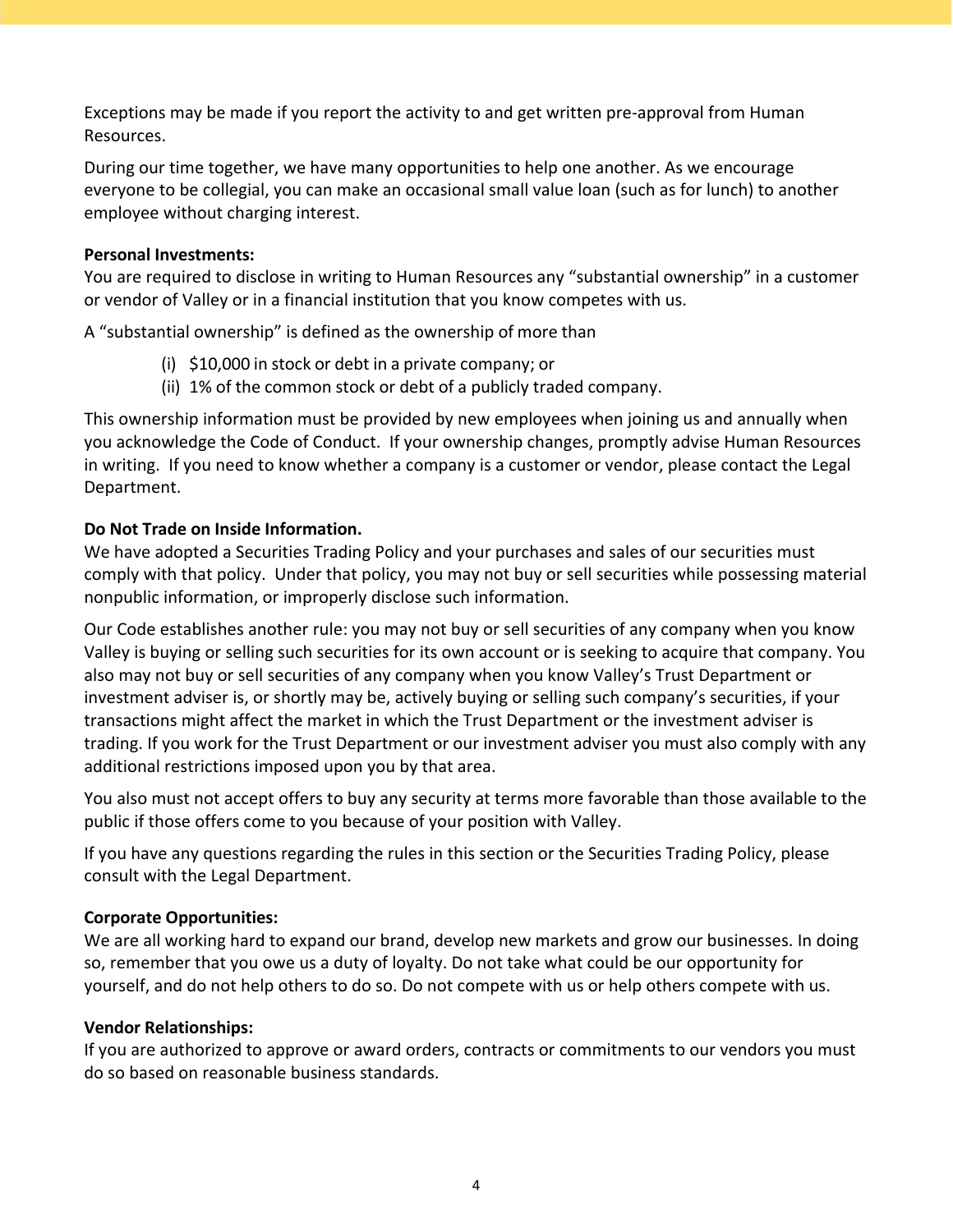Exceptions may be made if you report the activity to and get written pre-approval from Human Resources.

During our time together, we have many opportunities to help one another. As we encourage everyone to be collegial, you can make an occasional small value loan (such as for lunch) to another employee without charging interest.

**Personal Investments:**
You are required to disclose in writing to Human Resources any "substantial ownership" in a customer or vendor of Valley or in a financial institution that you know competes with us.

A "substantial ownership" is defined as the ownership of more than

(i) $10,000 in stock or debt in a private company; or
(ii) 1% of the common stock or debt of a publicly traded company.

This ownership information must be provided by new employees when joining us and annually when you acknowledge the Code of Conduct. If your ownership changes, promptly advise Human Resources in writing. If you need to know whether a company is a customer or vendor, please contact the Legal Department.

**Do Not Trade on Inside Information.**
We have adopted a Securities Trading Policy and your purchases and sales of our securities must comply with that policy. Under that policy, you may not buy or sell securities while possessing material nonpublic information, or improperly disclose such information.

Our Code establishes another rule: you may not buy or sell securities of any company when you know Valley is buying or selling such securities for its own account or is seeking to acquire that company. You also may not buy or sell securities of any company when you know Valley's Trust Department or investment adviser is, or shortly may be, actively buying or selling such company's securities, if your transactions might affect the market in which the Trust Department or the investment adviser is trading. If you work for the Trust Department or our investment adviser you must also comply with any additional restrictions imposed upon you by that area.

You also must not accept offers to buy any security at terms more favorable than those available to the public if those offers come to you because of your position with Valley.

If you have any questions regarding the rules in this section or the Securities Trading Policy, please consult with the Legal Department.

**Corporate Opportunities:**
We are all working hard to expand our brand, develop new markets and grow our businesses. In doing so, remember that you owe us a duty of loyalty. Do not take what could be our opportunity for yourself, and do not help others to do so. Do not compete with us or help others compete with us.

**Vendor Relationships:**
If you are authorized to approve or award orders, contracts or commitments to our vendors you must do so based on reasonable business standards.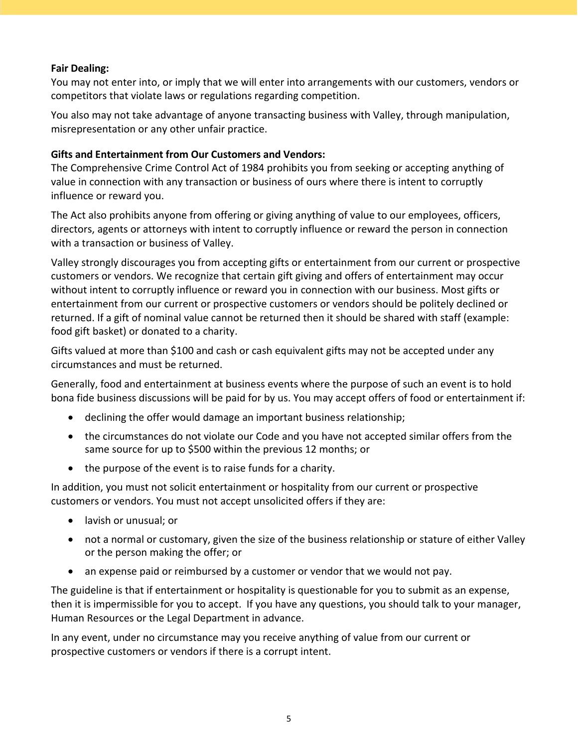**Fair Dealing:**

You may not enter into, or imply that we will enter into arrangements with our customers, vendors or competitors that violate laws or regulations regarding competition.

You also may not take advantage of anyone transacting business with Valley, through manipulation, misrepresentation or any other unfair practice.

**Gifts and Entertainment from Our Customers and Vendors:**

The Comprehensive Crime Control Act of 1984 prohibits you from seeking or accepting anything of value in connection with any transaction or business of ours where there is intent to corruptly influence or reward you.

The Act also prohibits anyone from offering or giving anything of value to our employees, officers, directors, agents or attorneys with intent to corruptly influence or reward the person in connection with a transaction or business of Valley.

Valley strongly discourages you from accepting gifts or entertainment from our current or prospective customers or vendors. We recognize that certain gift giving and offers of entertainment may occur without intent to corruptly influence or reward you in connection with our business. Most gifts or entertainment from our current or prospective customers or vendors should be politely declined or returned. If a gift of nominal value cannot be returned then it should be shared with staff (example: food gift basket) or donated to a charity.

Gifts valued at more than $100 and cash or cash equivalent gifts may not be accepted under any circumstances and must be returned.

Generally, food and entertainment at business events where the purpose of such an event is to hold bona fide business discussions will be paid for by us. You may accept offers of food or entertainment if:

- declining the offer would damage an important business relationship;
- the circumstances do not violate our Code and you have not accepted similar offers from the same source for up to $500 within the previous 12 months; or
- the purpose of the event is to raise funds for a charity.

In addition, you must not solicit entertainment or hospitality from our current or prospective customers or vendors. You must not accept unsolicited offers if they are:

- lavish or unusual; or
- not a normal or customary, given the size of the business relationship or stature of either Valley or the person making the offer; or
- an expense paid or reimbursed by a customer or vendor that we would not pay.

The guideline is that if entertainment or hospitality is questionable for you to submit as an expense, then it is impermissible for you to accept. If you have any questions, you should talk to your manager, Human Resources or the Legal Department in advance.

In any event, under no circumstance may you receive anything of value from our current or prospective customers or vendors if there is a corrupt intent.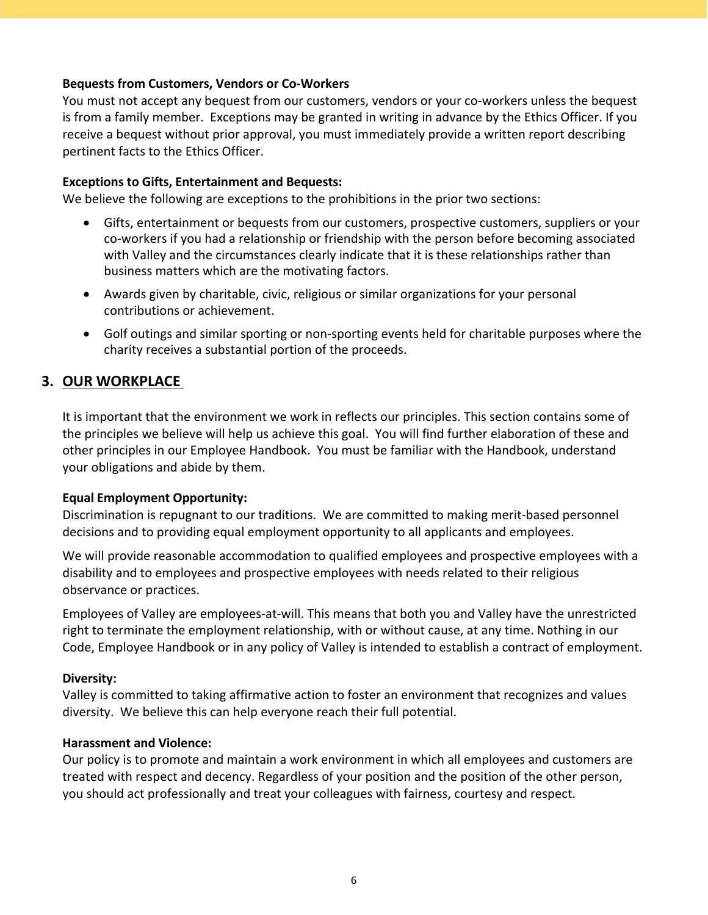**Bequests from Customers, Vendors or Co-Workers**
You must not accept any bequest from our customers, vendors or your co-workers unless the bequest is from a family member. Exceptions may be granted in writing in advance by the Ethics Officer. If you receive a bequest without prior approval, you must immediately provide a written report describing pertinent facts to the Ethics Officer.

**Exceptions to Gifts, Entertainment and Bequests:**
We believe the following are exceptions to the prohibitions in the prior two sections:

- Gifts, entertainment or bequests from our customers, prospective customers, suppliers or your co-workers if you had a relationship or friendship with the person before becoming associated with Valley and the circumstances clearly indicate that it is these relationships rather than business matters which are the motivating factors.
- Awards given by charitable, civic, religious or similar organizations for your personal contributions or achievement.
- Golf outings and similar sporting or non-sporting events held for charitable purposes where the charity receives a substantial portion of the proceeds.

## 3. OUR WORKPLACE

It is important that the environment we work in reflects our principles. This section contains some of the principles we believe will help us achieve this goal. You will find further elaboration of these and other principles in our Employee Handbook. You must be familiar with the Handbook, understand your obligations and abide by them.

**Equal Employment Opportunity:**
Discrimination is repugnant to our traditions. We are committed to making merit-based personnel decisions and to providing equal employment opportunity to all applicants and employees.

We will provide reasonable accommodation to qualified employees and prospective employees with a disability and to employees and prospective employees with needs related to their religious observance or practices.

Employees of Valley are employees-at-will. This means that both you and Valley have the unrestricted right to terminate the employment relationship, with or without cause, at any time. Nothing in our Code, Employee Handbook or in any policy of Valley is intended to establish a contract of employment.

**Diversity:**
Valley is committed to taking affirmative action to foster an environment that recognizes and values diversity. We believe this can help everyone reach their full potential.

**Harassment and Violence:**
Our policy is to promote and maintain a work environment in which all employees and customers are treated with respect and decency. Regardless of your position and the position of the other person, you should act professionally and treat your colleagues with fairness, courtesy and respect.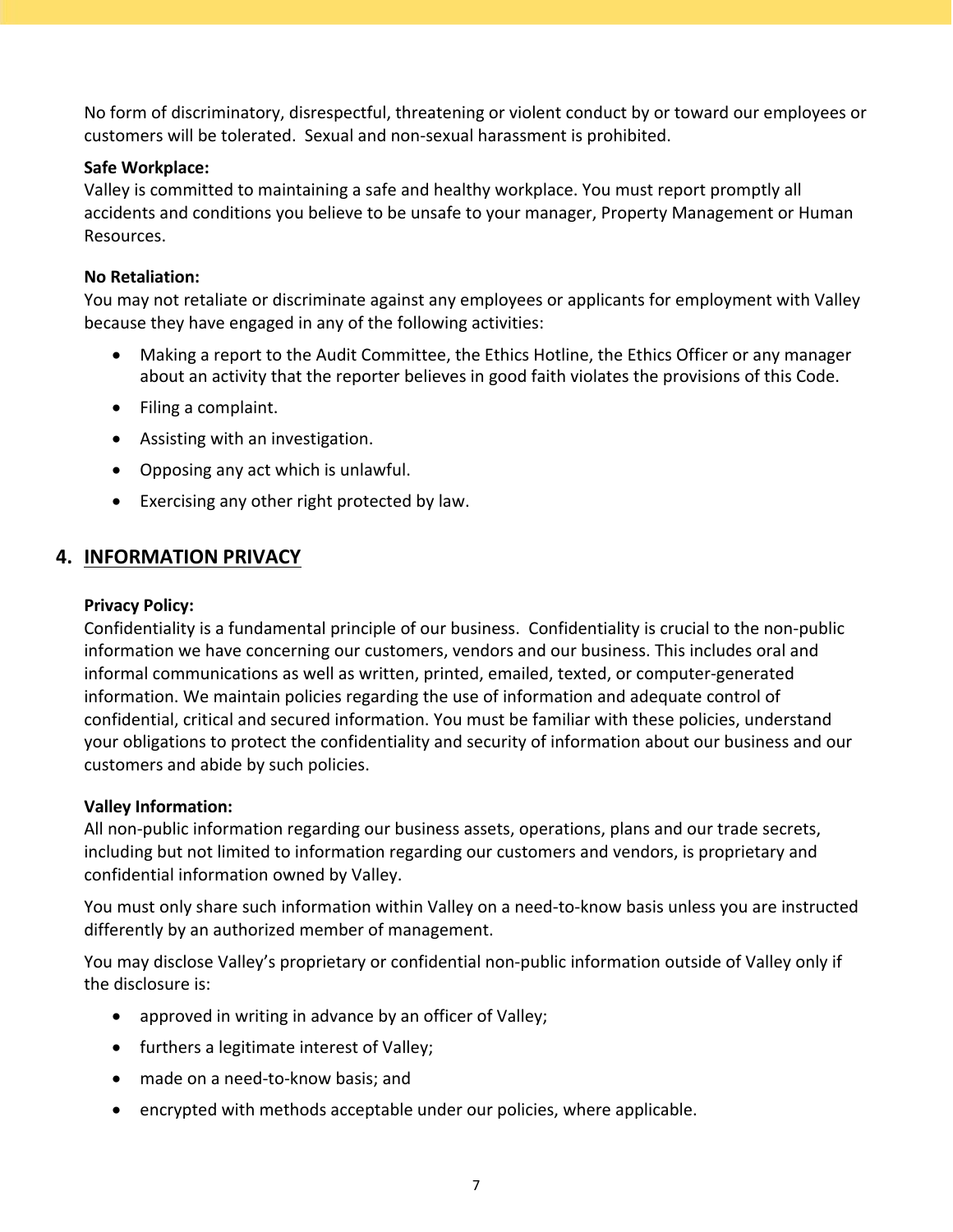No form of discriminatory, disrespectful, threatening or violent conduct by or toward our employees or customers will be tolerated.  Sexual and non-sexual harassment is prohibited.

**Safe Workplace:**
Valley is committed to maintaining a safe and healthy workplace. You must report promptly all accidents and conditions you believe to be unsafe to your manager, Property Management or Human Resources.

**No Retaliation:**
You may not retaliate or discriminate against any employees or applicants for employment with Valley because they have engaged in any of the following activities:

- Making a report to the Audit Committee, the Ethics Hotline, the Ethics Officer or any manager about an activity that the reporter believes in good faith violates the provisions of this Code.
- Filing a complaint.
- Assisting with an investigation.
- Opposing any act which is unlawful.
- Exercising any other right protected by law.

## 4. INFORMATION PRIVACY

**Privacy Policy:**
Confidentiality is a fundamental principle of our business.  Confidentiality is crucial to the non-public information we have concerning our customers, vendors and our business. This includes oral and informal communications as well as written, printed, emailed, texted, or computer-generated information. We maintain policies regarding the use of information and adequate control of confidential, critical and secured information. You must be familiar with these policies, understand your obligations to protect the confidentiality and security of information about our business and our customers and abide by such policies.

**Valley Information:**
All non-public information regarding our business assets, operations, plans and our trade secrets, including but not limited to information regarding our customers and vendors, is proprietary and confidential information owned by Valley.

You must only share such information within Valley on a need-to-know basis unless you are instructed differently by an authorized member of management.

You may disclose Valley's proprietary or confidential non-public information outside of Valley only if the disclosure is:

- approved in writing in advance by an officer of Valley;
- furthers a legitimate interest of Valley;
- made on a need-to-know basis; and
- encrypted with methods acceptable under our policies, where applicable.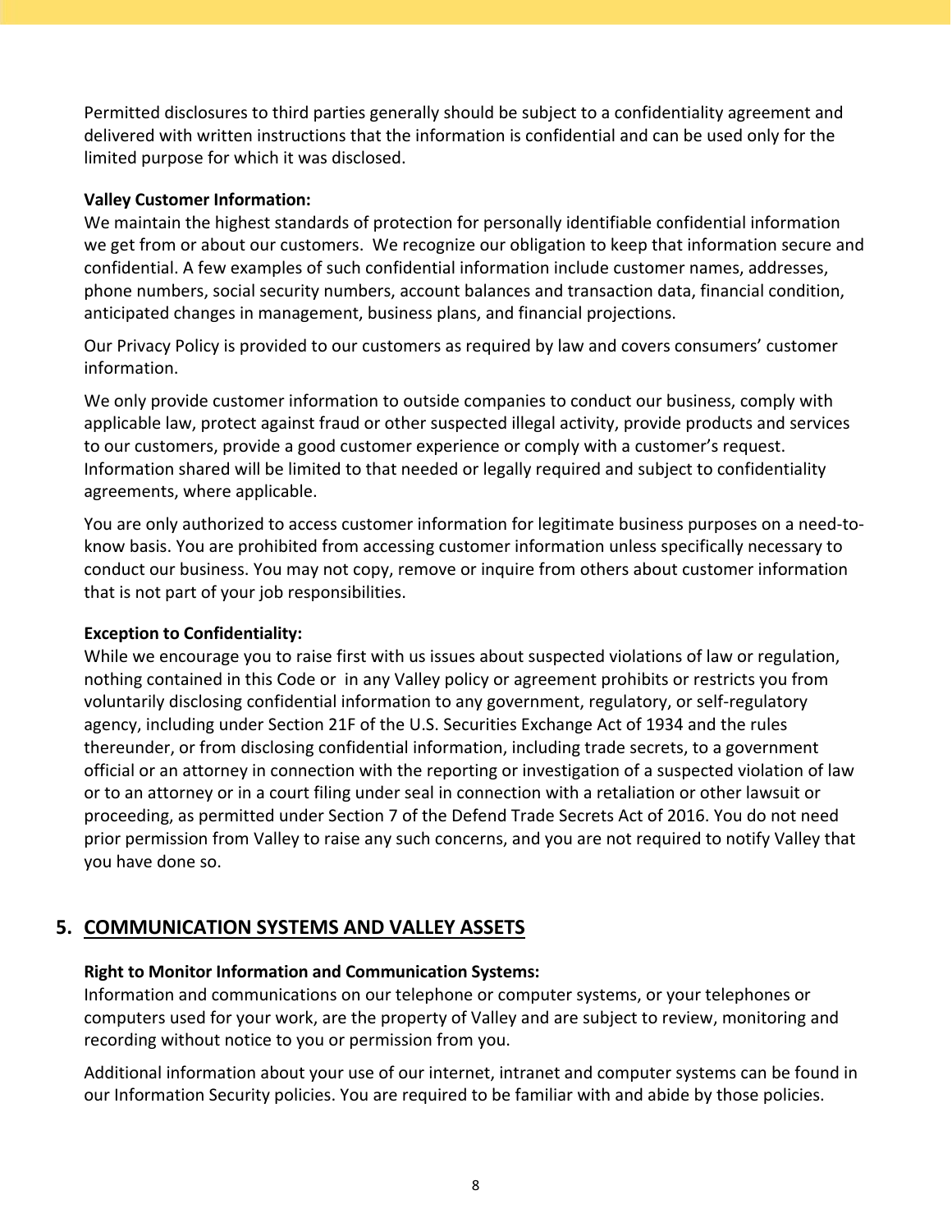Permitted disclosures to third parties generally should be subject to a confidentiality agreement and delivered with written instructions that the information is confidential and can be used only for the limited purpose for which it was disclosed.

**Valley Customer Information:**

We maintain the highest standards of protection for personally identifiable confidential information we get from or about our customers. We recognize our obligation to keep that information secure and confidential. A few examples of such confidential information include customer names, addresses, phone numbers, social security numbers, account balances and transaction data, financial condition, anticipated changes in management, business plans, and financial projections.

Our Privacy Policy is provided to our customers as required by law and covers consumers' customer information.

We only provide customer information to outside companies to conduct our business, comply with applicable law, protect against fraud or other suspected illegal activity, provide products and services to our customers, provide a good customer experience or comply with a customer's request. Information shared will be limited to that needed or legally required and subject to confidentiality agreements, where applicable.

You are only authorized to access customer information for legitimate business purposes on a need-to-know basis. You are prohibited from accessing customer information unless specifically necessary to conduct our business. You may not copy, remove or inquire from others about customer information that is not part of your job responsibilities.

**Exception to Confidentiality:**

While we encourage you to raise first with us issues about suspected violations of law or regulation, nothing contained in this Code or in any Valley policy or agreement prohibits or restricts you from voluntarily disclosing confidential information to any government, regulatory, or self-regulatory agency, including under Section 21F of the U.S. Securities Exchange Act of 1934 and the rules thereunder, or from disclosing confidential information, including trade secrets, to a government official or an attorney in connection with the reporting or investigation of a suspected violation of law or to an attorney or in a court filing under seal in connection with a retaliation or other lawsuit or proceeding, as permitted under Section 7 of the Defend Trade Secrets Act of 2016. You do not need prior permission from Valley to raise any such concerns, and you are not required to notify Valley that you have done so.

## 5. COMMUNICATION SYSTEMS AND VALLEY ASSETS

**Right to Monitor Information and Communication Systems:**

Information and communications on our telephone or computer systems, or your telephones or computers used for your work, are the property of Valley and are subject to review, monitoring and recording without notice to you or permission from you.

Additional information about your use of our internet, intranet and computer systems can be found in our Information Security policies. You are required to be familiar with and abide by those policies.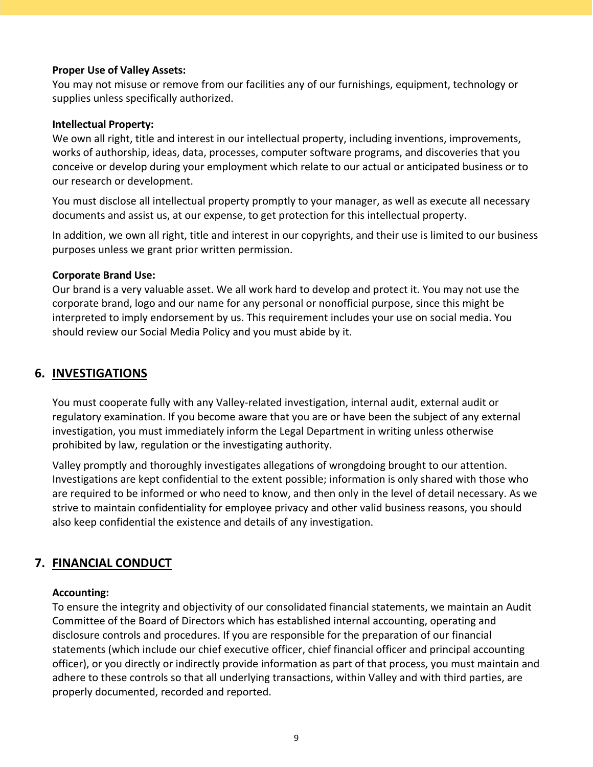**Proper Use of Valley Assets:**
You may not misuse or remove from our facilities any of our furnishings, equipment, technology or supplies unless specifically authorized.

**Intellectual Property:**
We own all right, title and interest in our intellectual property, including inventions, improvements, works of authorship, ideas, data, processes, computer software programs, and discoveries that you conceive or develop during your employment which relate to our actual or anticipated business or to our research or development.

You must disclose all intellectual property promptly to your manager, as well as execute all necessary documents and assist us, at our expense, to get protection for this intellectual property.

In addition, we own all right, title and interest in our copyrights, and their use is limited to our business purposes unless we grant prior written permission.

**Corporate Brand Use:**
Our brand is a very valuable asset. We all work hard to develop and protect it. You may not use the corporate brand, logo and our name for any personal or nonofficial purpose, since this might be interpreted to imply endorsement by us. This requirement includes your use on social media. You should review our Social Media Policy and you must abide by it.

## 6. INVESTIGATIONS

You must cooperate fully with any Valley-related investigation, internal audit, external audit or regulatory examination. If you become aware that you are or have been the subject of any external investigation, you must immediately inform the Legal Department in writing unless otherwise prohibited by law, regulation or the investigating authority.

Valley promptly and thoroughly investigates allegations of wrongdoing brought to our attention. Investigations are kept confidential to the extent possible; information is only shared with those who are required to be informed or who need to know, and then only in the level of detail necessary. As we strive to maintain confidentiality for employee privacy and other valid business reasons, you should also keep confidential the existence and details of any investigation.

## 7. FINANCIAL CONDUCT

**Accounting:**
To ensure the integrity and objectivity of our consolidated financial statements, we maintain an Audit Committee of the Board of Directors which has established internal accounting, operating and disclosure controls and procedures. If you are responsible for the preparation of our financial statements (which include our chief executive officer, chief financial officer and principal accounting officer), or you directly or indirectly provide information as part of that process, you must maintain and adhere to these controls so that all underlying transactions, within Valley and with third parties, are properly documented, recorded and reported.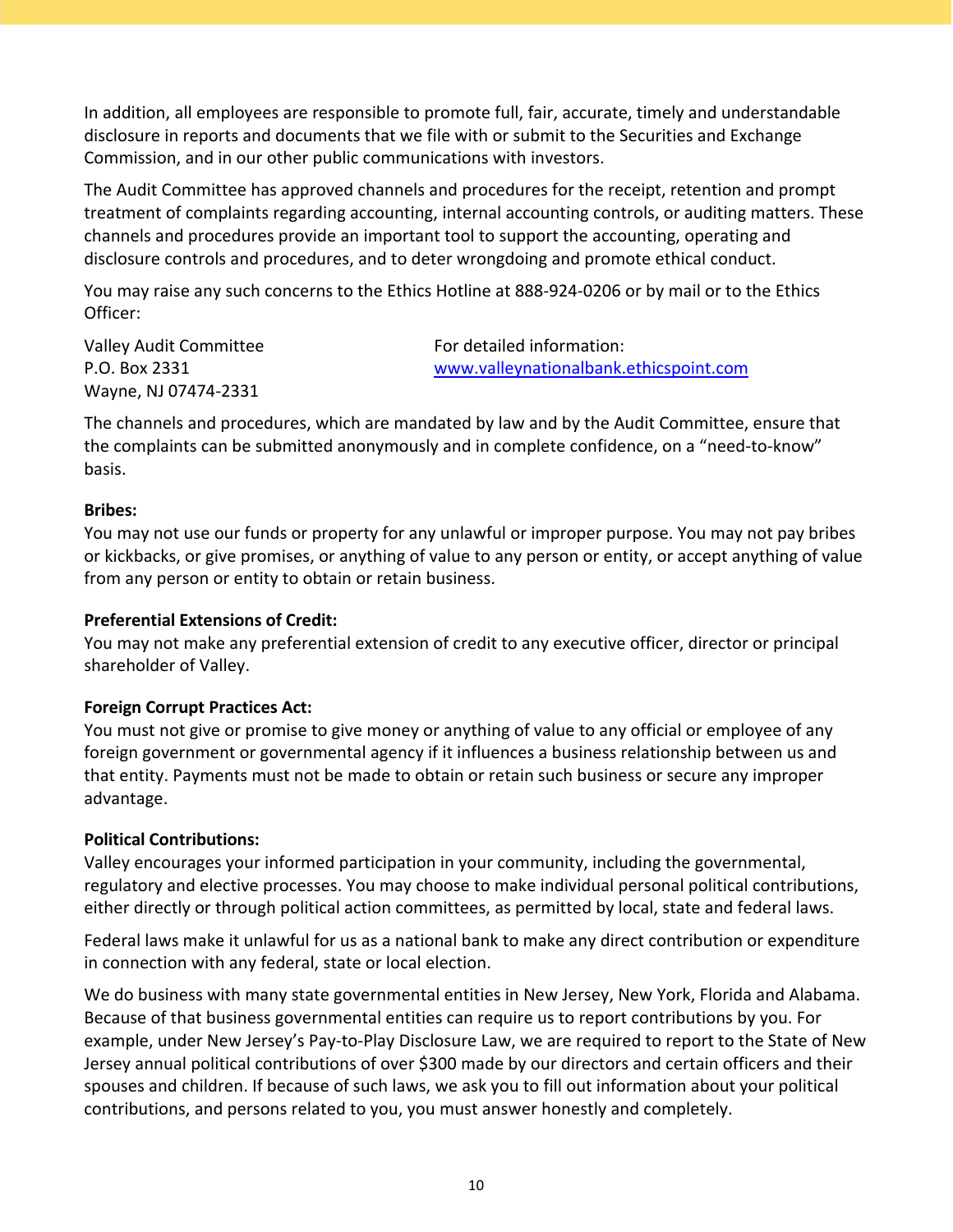In addition, all employees are responsible to promote full, fair, accurate, timely and understandable disclosure in reports and documents that we file with or submit to the Securities and Exchange Commission, and in our other public communications with investors.

The Audit Committee has approved channels and procedures for the receipt, retention and prompt treatment of complaints regarding accounting, internal accounting controls, or auditing matters. These channels and procedures provide an important tool to support the accounting, operating and disclosure controls and procedures, and to deter wrongdoing and promote ethical conduct.

You may raise any such concerns to the Ethics Hotline at 888-924-0206 or by mail or to the Ethics Officer:

Valley Audit Committee
P.O. Box 2331
Wayne, NJ 07474-2331

For detailed information:
www.valleynationalbank.ethicspoint.com

The channels and procedures, which are mandated by law and by the Audit Committee, ensure that the complaints can be submitted anonymously and in complete confidence, on a "need-to-know" basis.

**Bribes:**
You may not use our funds or property for any unlawful or improper purpose. You may not pay bribes or kickbacks, or give promises, or anything of value to any person or entity, or accept anything of value from any person or entity to obtain or retain business.

**Preferential Extensions of Credit:**
You may not make any preferential extension of credit to any executive officer, director or principal shareholder of Valley.

**Foreign Corrupt Practices Act:**
You must not give or promise to give money or anything of value to any official or employee of any foreign government or governmental agency if it influences a business relationship between us and that entity. Payments must not be made to obtain or retain such business or secure any improper advantage.

**Political Contributions:**
Valley encourages your informed participation in your community, including the governmental, regulatory and elective processes. You may choose to make individual personal political contributions, either directly or through political action committees, as permitted by local, state and federal laws.

Federal laws make it unlawful for us as a national bank to make any direct contribution or expenditure in connection with any federal, state or local election.

We do business with many state governmental entities in New Jersey, New York, Florida and Alabama. Because of that business governmental entities can require us to report contributions by you. For example, under New Jersey's Pay-to-Play Disclosure Law, we are required to report to the State of New Jersey annual political contributions of over $300 made by our directors and certain officers and their spouses and children. If because of such laws, we ask you to fill out information about your political contributions, and persons related to you, you must answer honestly and completely.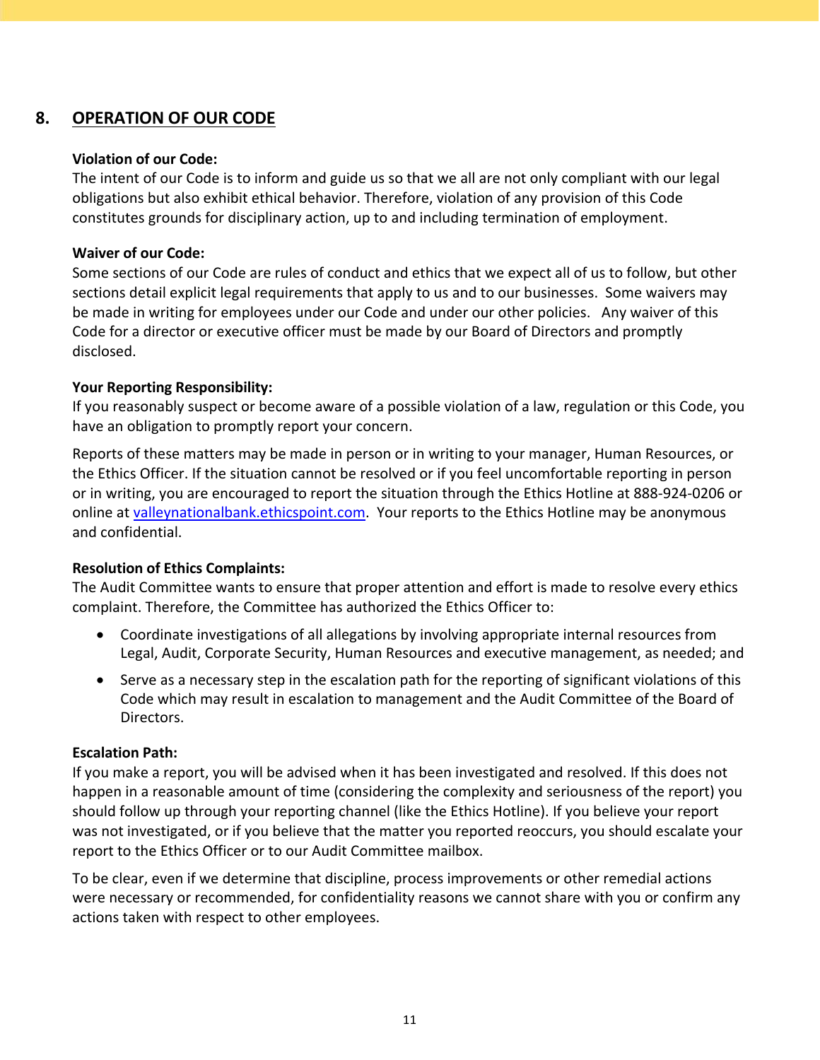## 8. OPERATION OF OUR CODE

**Violation of our Code:**
The intent of our Code is to inform and guide us so that we all are not only compliant with our legal obligations but also exhibit ethical behavior. Therefore, violation of any provision of this Code constitutes grounds for disciplinary action, up to and including termination of employment.

**Waiver of our Code:**
Some sections of our Code are rules of conduct and ethics that we expect all of us to follow, but other sections detail explicit legal requirements that apply to us and to our businesses. Some waivers may be made in writing for employees under our Code and under our other policies. Any waiver of this Code for a director or executive officer must be made by our Board of Directors and promptly disclosed.

**Your Reporting Responsibility:**
If you reasonably suspect or become aware of a possible violation of a law, regulation or this Code, you have an obligation to promptly report your concern.

Reports of these matters may be made in person or in writing to your manager, Human Resources, or the Ethics Officer. If the situation cannot be resolved or if you feel uncomfortable reporting in person or in writing, you are encouraged to report the situation through the Ethics Hotline at 888-924-0206 or online at [valleynationalbank.ethicspoint.com](valleynationalbank.ethicspoint.com). Your reports to the Ethics Hotline may be anonymous and confidential.

**Resolution of Ethics Complaints:**
The Audit Committee wants to ensure that proper attention and effort is made to resolve every ethics complaint. Therefore, the Committee has authorized the Ethics Officer to:

- Coordinate investigations of all allegations by involving appropriate internal resources from Legal, Audit, Corporate Security, Human Resources and executive management, as needed; and
- Serve as a necessary step in the escalation path for the reporting of significant violations of this Code which may result in escalation to management and the Audit Committee of the Board of Directors.

**Escalation Path:**
If you make a report, you will be advised when it has been investigated and resolved. If this does not happen in a reasonable amount of time (considering the complexity and seriousness of the report) you should follow up through your reporting channel (like the Ethics Hotline). If you believe your report was not investigated, or if you believe that the matter you reported reoccurs, you should escalate your report to the Ethics Officer or to our Audit Committee mailbox.

To be clear, even if we determine that discipline, process improvements or other remedial actions were necessary or recommended, for confidentiality reasons we cannot share with you or confirm any actions taken with respect to other employees.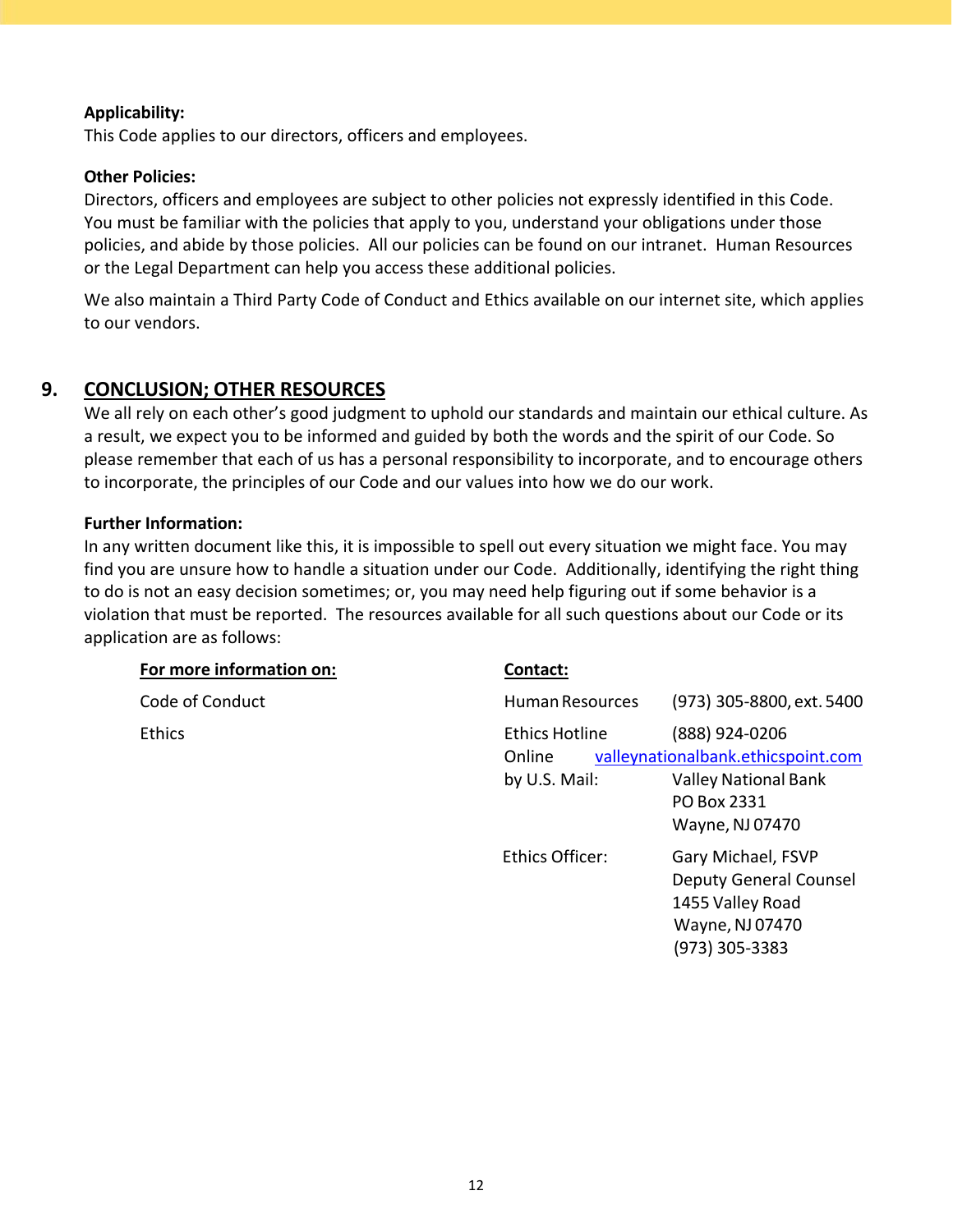**Applicability:**
This Code applies to our directors, officers and employees.

**Other Policies:**
Directors, officers and employees are subject to other policies not expressly identified in this Code. You must be familiar with the policies that apply to you, understand your obligations under those policies, and abide by those policies. All our policies can be found on our intranet. Human Resources or the Legal Department can help you access these additional policies.

We also maintain a Third Party Code of Conduct and Ethics available on our internet site, which applies to our vendors.

## 9. CONCLUSION; OTHER RESOURCES

We all rely on each other's good judgment to uphold our standards and maintain our ethical culture. As a result, we expect you to be informed and guided by both the words and the spirit of our Code. So please remember that each of us has a personal responsibility to incorporate, and to encourage others to incorporate, the principles of our Code and our values into how we do our work.

**Further Information:**
In any written document like this, it is impossible to spell out every situation we might face. You may find you are unsure how to handle a situation under our Code. Additionally, identifying the right thing to do is not an easy decision sometimes; or, you may need help figuring out if some behavior is a violation that must be reported. The resources available for all such questions about our Code or its application are as follows:

| For more information on: | Contact: | |
|---|---|---|
| Code of Conduct | Human Resources | (973) 305-8800, ext. 5400 |
| Ethics | Ethics Hotline | (888) 924-0206 |
| | Online | valleynationalbank.ethicspoint.com |
| | by U.S. Mail: | Valley National Bank<br>PO Box 2331<br>Wayne, NJ 07470 |
| | Ethics Officer: | Gary Michael, FSVP<br>Deputy General Counsel<br>1455 Valley Road<br>Wayne, NJ 07470<br>(973) 305-3383 |